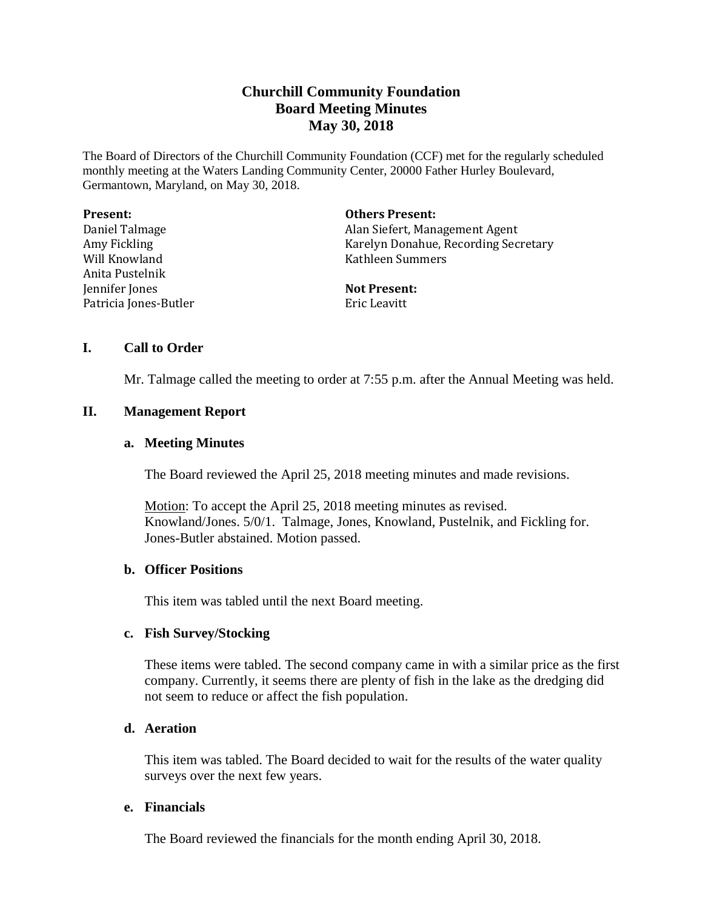# Churchill Community Foundation
## Board Meeting Minutes
## May 30, 2018

The Board of Directors of the Churchill Community Foundation (CCF) met for the regularly scheduled monthly meeting at the Waters Landing Community Center, 20000 Father Hurley Boulevard, Germantown, Maryland, on May 30, 2018.

**Present:**
Daniel Talmage
Amy Fickling
Will Knowland
Anita Pustelnik
Jennifer Jones
Patricia Jones-Butler

**Others Present:**
Alan Siefert, Management Agent
Karelyn Donahue, Recording Secretary
Kathleen Summers

**Not Present:**
Eric Leavitt

### I. Call to Order

Mr. Talmage called the meeting to order at 7:55 p.m. after the Annual Meeting was held.

### II. Management Report

#### a. Meeting Minutes

The Board reviewed the April 25, 2018 meeting minutes and made revisions.

Motion: To accept the April 25, 2018 meeting minutes as revised. Knowland/Jones. 5/0/1. Talmage, Jones, Knowland, Pustelnik, and Fickling for. Jones-Butler abstained. Motion passed.

#### b. Officer Positions

This item was tabled until the next Board meeting.

#### c. Fish Survey/Stocking

These items were tabled. The second company came in with a similar price as the first company. Currently, it seems there are plenty of fish in the lake as the dredging did not seem to reduce or affect the fish population.

#### d. Aeration

This item was tabled. The Board decided to wait for the results of the water quality surveys over the next few years.

#### e. Financials

The Board reviewed the financials for the month ending April 30, 2018.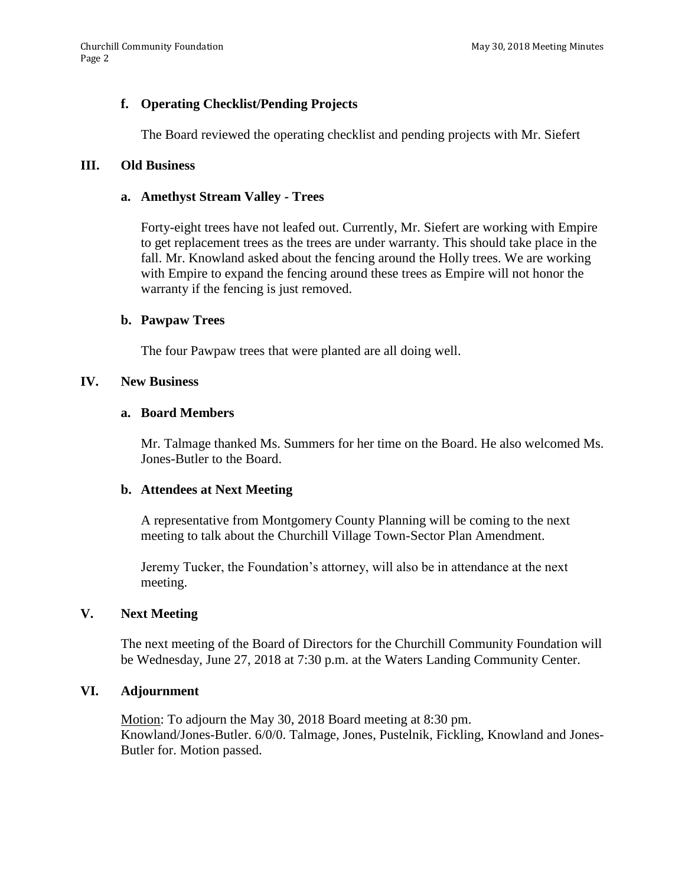**f. Operating Checklist/Pending Projects**

The Board reviewed the operating checklist and pending projects with Mr. Siefert

## III. Old Business

**a. Amethyst Stream Valley - Trees**

Forty-eight trees have not leafed out. Currently, Mr. Siefert are working with Empire to get replacement trees as the trees are under warranty. This should take place in the fall. Mr. Knowland asked about the fencing around the Holly trees. We are working with Empire to expand the fencing around these trees as Empire will not honor the warranty if the fencing is just removed.

**b. Pawpaw Trees**

The four Pawpaw trees that were planted are all doing well.

## IV. New Business

**a. Board Members**

Mr. Talmage thanked Ms. Summers for her time on the Board. He also welcomed Ms. Jones-Butler to the Board.

**b. Attendees at Next Meeting**

A representative from Montgomery County Planning will be coming to the next meeting to talk about the Churchill Village Town-Sector Plan Amendment.

Jeremy Tucker, the Foundation's attorney, will also be in attendance at the next meeting.

## V. Next Meeting

The next meeting of the Board of Directors for the Churchill Community Foundation will be Wednesday, June 27, 2018 at 7:30 p.m. at the Waters Landing Community Center.

## VI. Adjournment

Motion: To adjourn the May 30, 2018 Board meeting at 8:30 pm.
Knowland/Jones-Butler. 6/0/0. Talmage, Jones, Pustelnik, Fickling, Knowland and Jones-Butler for. Motion passed.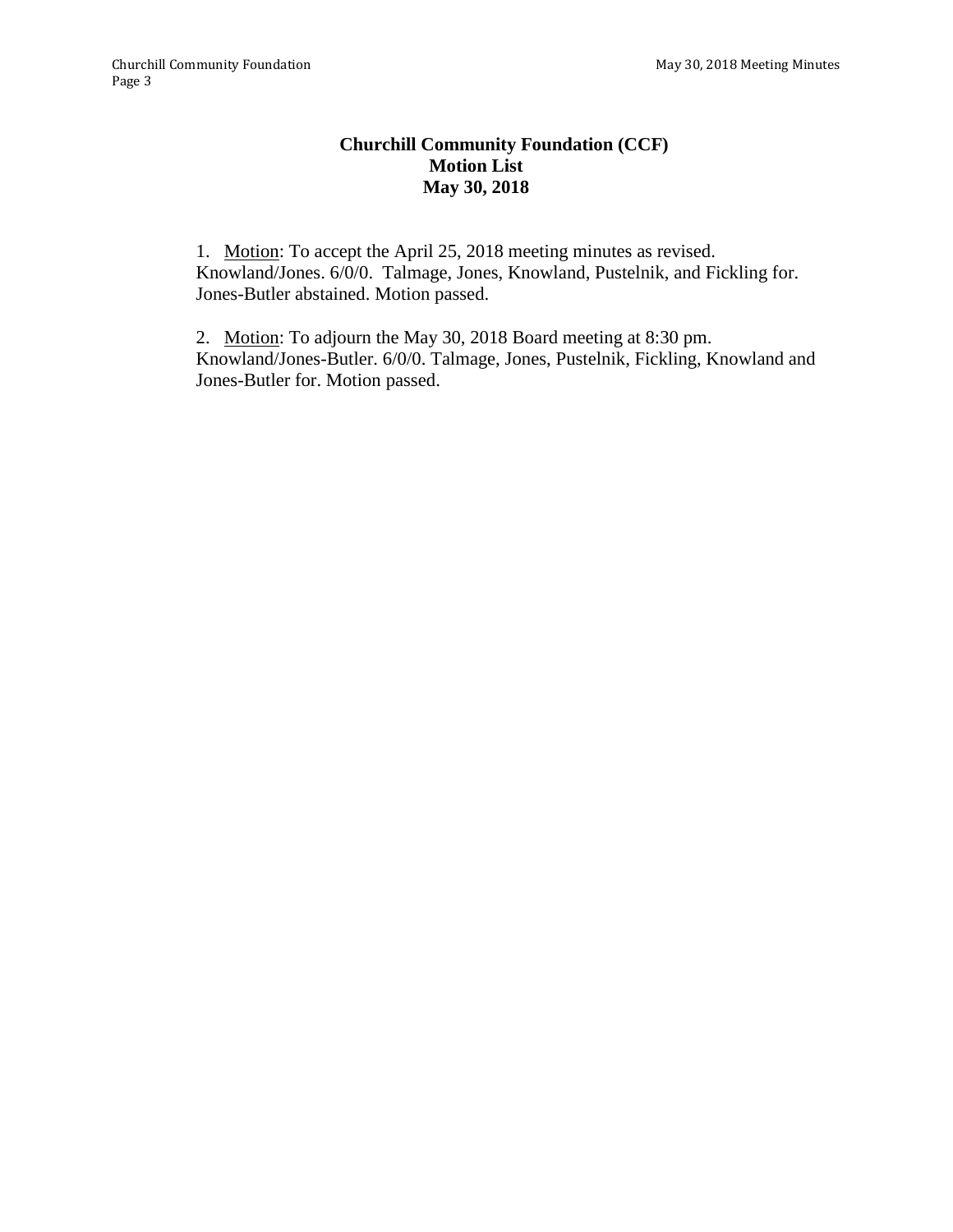**Churchill Community Foundation (CCF)**
**Motion List**
**May 30, 2018**

1. Motion: To accept the April 25, 2018 meeting minutes as revised. Knowland/Jones. 6/0/0. Talmage, Jones, Knowland, Pustelnik, and Fickling for. Jones-Butler abstained. Motion passed.

2. Motion: To adjourn the May 30, 2018 Board meeting at 8:30 pm. Knowland/Jones-Butler. 6/0/0. Talmage, Jones, Pustelnik, Fickling, Knowland and Jones-Butler for. Motion passed.